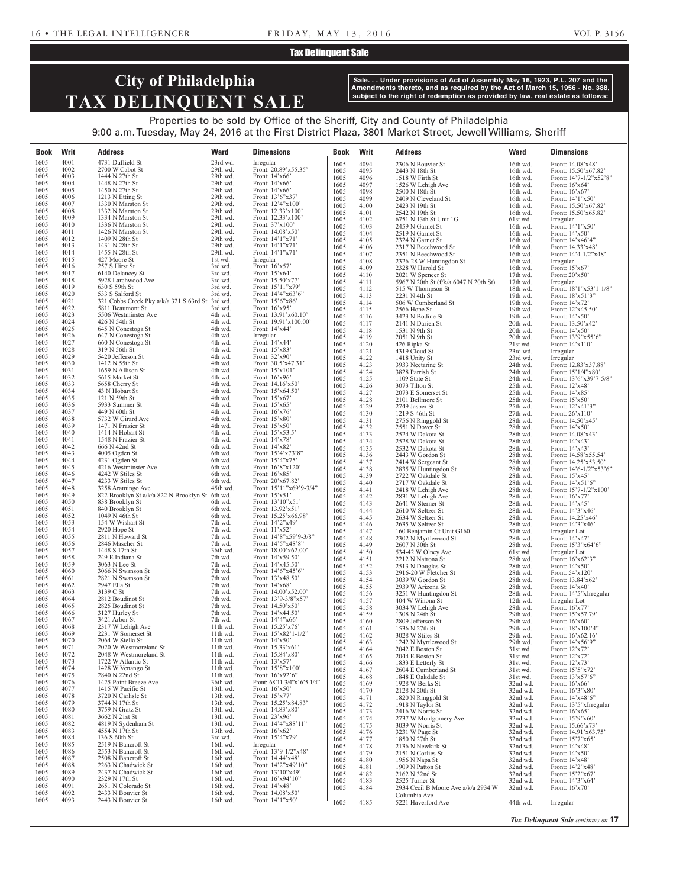## Tax Delinquent Sale

# City of Philadelphia TAX DELINQUENT SALE

**Sale. . . Under provisions of Act of Assembly May 16, 1923, P.L. 207 and the Amendments thereto, and as required by the Act of March 15, 1956 - No. 388, subject to the right of redemption as provided by law, real estate as follows:**

Properties to be sold by Office of the Sheriff, City and County of Philadelphia
9:00 a.m. Tuesday, May 24, 2016 at the First District Plaza, 3801 Market Street, Jewell Williams, Sheriff

| Book | Writ | Address | Ward | Dimensions |
|---|---|---|---|---|
| 1605 | 4001 | 4731 Duffield St | 23rd wd. | Irregular |
| 1605 | 4002 | 2700 W Cabot St | 29th wd. | Front: 20.89'x55.35' |
| 1605 | 4003 | 1444 N 27th St | 29th wd. | Front: 14'x66' |
| 1605 | 4004 | 1448 N 27th St | 29th wd. | Front: 14'x66' |
| 1605 | 4005 | 1450 N 27th St | 29th wd. | Front: 14'x66' |
| 1605 | 4006 | 1213 N Etting St | 29th wd. | Front: 13'6"x37' |
| 1605 | 4007 | 1330 N Marston St | 29th wd. | Front: 12'4"x100' |
| 1605 | 4008 | 1332 N Marston St | 29th wd. | Front: 12.33'x100' |
| 1605 | 4009 | 1334 N Marston St | 29th wd. | Front: 12.33'x100' |
| 1605 | 4010 | 1336 N Marston St | 29th wd. | Front: 37'x100' |
| 1605 | 4011 | 1426 N Marston St | 29th wd. | Front: 14.08'x50' |
| 1605 | 4012 | 1409 N 28th St | 29th wd. | Front: 14'1"x71' |
| 1605 | 4013 | 1431 N 28th St | 29th wd. | Front: 14'1"x71' |
| 1605 | 4014 | 1455 N 28th St | 29th wd. | Front: 14'1"x71' |
| 1605 | 4015 | 427 Moore St | 1st wd. | Irregular |
| 1605 | 4016 | 257 S Hirst St | 3rd wd. | Front: 16'x57' |
| 1605 | 4017 | 6140 Delancey St | 3rd wd. | Front: 15'x64' |
| 1605 | 4018 | 5928 Larchwood Ave | 3rd wd. | Front: 15.50'x77' |
| 1605 | 4019 | 630 S 59th St | 3rd wd. | Front: 15'11"x79' |
| 1605 | 4020 | 533 S Salford St | 3rd wd. | Front: 14'4"x63'6" |
| 1605 | 4021 | 321 Cobbs Creek Pky a/k/a 321 S 63rd St | 3rd wd. | Front: 15'6"x86' |
| 1605 | 4022 | 5811 Beaumont St | 3rd wd. | Front: 16'x95' |
| 1605 | 4023 | 5506 Westminster Ave | 4th wd. | Front: 13.91'x60.10' |
| 1605 | 4024 | 426 N 54th St | 4th wd. | Front: 19.91'x100.00' |
| 1605 | 4025 | 645 N Conestoga St | 4th wd. | Front: 14'x44' |
| 1605 | 4026 | 647 N Conestoga St | 4th wd. | Irregular |
| 1605 | 4027 | 660 N Conestoga St | 4th wd. | Front: 14'x44' |
| 1605 | 4028 | 319 N 56th St | 4th wd. | Front: 15'x83' |
| 1605 | 4029 | 5420 Jefferson St | 4th wd. | Front: 32'x90' |
| 1605 | 4030 | 1412 N 55th St | 4th wd. | Front: 30.5'x47.31' |
| 1605 | 4031 | 1659 N Allison St | 4th wd. | Front: 15'x101' |
| 1605 | 4032 | 5615 Market St | 4th wd. | Front: 16'x96' |
| 1605 | 4033 | 5658 Cherry St | 4th wd. | Front: 14.16'x50' |
| 1605 | 4034 | 43 N Hobart St | 4th wd. | Front: 15'x64.50' |
| 1605 | 4035 | 121 N 59th St | 4th wd. | Front: 15'x67' |
| 1605 | 4036 | 5933 Summer St | 4th wd. | Front: 15'x65' |
| 1605 | 4037 | 449 N 60th St | 4th wd. | Front: 16'x76' |
| 1605 | 4038 | 5732 W Girard Ave | 4th wd. | Front: 15'x80' |
| 1605 | 4039 | 1471 N Frazier St | 4th wd. | Front: 15'x50' |
| 1605 | 4040 | 1414 N Hobart St | 4th wd. | Front: 15'x53.5' |
| 1605 | 4041 | 1548 N Frazier St | 4th wd. | Front: 14'x78' |
| 1605 | 4042 | 666 N 42nd St | 6th wd. | Front: 14'x82' |
| 1605 | 4043 | 4005 Ogden St | 6th wd. | Front: 15'4"x73'8" |
| 1605 | 4044 | 4231 Ogden St | 6th wd. | Front: 15'4"x75' |
| 1605 | 4045 | 4216 Westminster Ave | 6th wd. | Front: 16'8"x120' |
| 1605 | 4046 | 4242 W Stiles St | 6th wd. | Front: 16'x85' |
| 1605 | 4047 | 4233 W Stiles St | 6th wd. | Front: 20'x67.82' |
| 1605 | 4048 | 3258 Aramingo Ave | 45th wd. | Front: 15'11"x69'9-3/4" |
| 1605 | 4049 | 822 Brooklyn St a/k/a 822 N Brooklyn St | 6th wd. | Front: 15'x51' |
| 1605 | 4050 | 838 Brooklyn St | 6th wd. | Front: 13'10"x51' |
| 1605 | 4051 | 840 Brooklyn St | 6th wd. | Front: 13.92'x51' |
| 1605 | 4052 | 1049 N 46th St | 6th wd. | Front: 15.25'x66.98' |
| 1605 | 4053 | 154 W Wishart St | 7th wd. | Front: 14'2"x49' |
| 1605 | 4054 | 2920 Hope St | 7th wd. | Front: 11'x52' |
| 1605 | 4055 | 2811 N Howard St | 7th wd. | Front: 14'8"x59'9-3/8" |
| 1605 | 4056 | 2846 Mascher St | 7th wd. | Front: 14'5"x48'8" |
| 1605 | 4057 | 1448 S 17th St | 36th wd. | Front: 18.00'x62.00' |
| 1605 | 4058 | 249 E Indiana St | 7th wd. | Front: 14'x59.50' |
| 1605 | 4059 | 3063 N Lee St | 7th wd. | Front: 14'x45.50' |
| 1605 | 4060 | 3066 N Swanson St | 7th wd. | Front: 14'6"x45'6" |
| 1605 | 4061 | 2821 N Swanson St | 7th wd. | Front: 13'x48.50' |
| 1605 | 4062 | 2947 Ella St | 7th wd. | Front: 14'x68' |
| 1605 | 4063 | 3139 C St | 7th wd. | Front: 14.00'x52.00' |
| 1605 | 4064 | 2812 Boudinot St | 7th wd. | Front: 13'9-3/8"x57' |
| 1605 | 4065 | 2825 Boudinot St | 7th wd. | Front: 14.50'x50' |
| 1605 | 4066 | 3127 Hurley St | 7th wd. | Front: 14'x44.50' |
| 1605 | 4067 | 3421 Arbor St | 7th wd. | Front: 14'4"x66' |
| 1605 | 4068 | 2317 W Lehigh Ave | 11th wd. | Front: 15.25'x76' |
| 1605 | 4069 | 2231 W Somerset St | 11th wd. | Front: 15'x82'1-1/2" |
| 1605 | 4070 | 2064 W Stella St | 11th wd. | Front: 14'x50' |
| 1605 | 4071 | 2020 W Westmoreland St | 11th wd. | Front: 15.33'x61' |
| 1605 | 4072 | 2048 W Westmoreland St | 11th wd. | Front: 15.84'x80' |
| 1605 | 4073 | 1722 W Atlantic St | 11th wd. | Front: 13'x57' |
| 1605 | 4074 | 1428 W Venango St | 11th wd. | Front: 15'8"x100' |
| 1605 | 4075 | 2840 N 22nd St | 11th wd. | Front: 16'x92'6" |
| 1605 | 4076 | 1425 Point Breeze Ave | 36th wd. | Front: 68'11-3/4"x16'5-1/4" |
| 1605 | 4077 | 1415 W Pacific St | 13th wd. | Front: 16'x50' |
| 1605 | 4078 | 3720 N Carlisle St | 13th wd. | Front: 15'x77' |
| 1605 | 4079 | 3744 N 17th St | 13th wd. | Front: 15.25'x84.83' |
| 1605 | 4080 | 3759 N Gratz St | 13th wd. | Front: 14.83'x80' |
| 1605 | 4081 | 3662 N 21st St | 13th wd. | Front: 23'x96' |
| 1605 | 4082 | 4819 N Sydenham St | 13th wd. | Front: 14'4"x88'11" |
| 1605 | 4083 | 4554 N 17th St | 13th wd. | Front: 16'x62' |
| 1605 | 4084 | 136 S 60th St | 3rd wd. | Front: 15'4"x79' |
| 1605 | 4085 | 2519 N Bancroft St | 16th wd. | Irregular |
| 1605 | 4086 | 2553 N Bancroft St | 16th wd. | Front: 13'9-1/2"x48' |
| 1605 | 4087 | 2508 N Bancroft St | 16th wd. | Front: 14.44'x48' |
| 1605 | 4088 | 2263 N Chadwick St | 16th wd. | Front: 14'2"x49'10" |
| 1605 | 4089 | 2437 N Chadwick St | 16th wd. | Front: 13'10"x49' |
| 1605 | 4090 | 2329 N 17th St | 16th wd. | Front: 16'x94'10" |
| 1605 | 4091 | 2651 N Colorado St | 16th wd. | Front: 14'x48' |
| 1605 | 4092 | 2433 N Bouvier St | 16th wd. | Front: 14.08'x50' |
| 1605 | 4093 | 2443 N Bouvier St | 16th wd. | Front: 14'1"x50' |
| 1605 | 4094 | 2306 N Bouvier St | 16th wd. | Front: 14.08'x48' |
| 1605 | 4095 | 2443 N 18th St | 16th wd. | Front: 15.50'x67.82' |
| 1605 | 4096 | 1518 W Firth St | 16th wd. | Front: 14'7-1/2"x52'8" |
| 1605 | 4097 | 1526 W Lehigh Ave | 16th wd. | Front: 16'x64' |
| 1605 | 4098 | 2500 N 18th St | 16th wd. | Front: 16'x67' |
| 1605 | 4099 | 2409 N Cleveland St | 16th wd. | Front: 14'1"x50' |
| 1605 | 4100 | 2423 N 19th St | 16th wd. | Front: 15.50'x67.82' |
| 1605 | 4101 | 2542 N 19th St | 16th wd. | Front: 15.50'x65.82' |
| 1605 | 4102 | 6751 N 13th St Unit 1G | 61st wd. | Irregular |
| 1605 | 4103 | 2459 N Garnet St | 16th wd. | Front: 14'1"x50' |
| 1605 | 4104 | 2519 N Garnet St | 16th wd. | Front: 14'x50' |
| 1605 | 4105 | 2324 N Garnet St | 16th wd. | Front: 14'x46'4" |
| 1605 | 4106 | 2317 N Beechwood St | 16th wd. | Front: 14.33'x48' |
| 1605 | 4107 | 2351 N Beechwood St | 16th wd. | Front: 14'4-1/2"x48' |
| 1605 | 4108 | 2326-28 W Huntingdon St | 16th wd. | Irregular |
| 1605 | 4109 | 2328 W Harold St | 16th wd. | Front: 15'x67' |
| 1605 | 4110 | 2021 W Spencer St | 17th wd. | Front: 20'x50' |
| 1605 | 4111 | 5967 N 20th St (f/k/a 6047 N 20th St) | 17th wd. | Irregular |
| 1605 | 4112 | 515 W Thompson St | 18th wd. | Front: 18'1"x53'1-1/8" |
| 1605 | 4113 | 2231 N 4th St | 19th wd. | Front: 18'x51'3" |
| 1605 | 4114 | 506 W Cumberland St | 19th wd. | Front: 14'x72' |
| 1605 | 4115 | 2566 Hope St | 19th wd. | Front: 12'x45.50' |
| 1605 | 4116 | 3423 N Bodine St | 19th wd. | Front: 14'x50' |
| 1605 | 4117 | 2141 N Darien St | 20th wd. | Front: 13.50'x42' |
| 1605 | 4118 | 1531 N 9th St | 20th wd. | Front: 14'x50' |
| 1605 | 4119 | 2051 N 9th St | 20th wd. | Front: 13'9"x55'6" |
| 1605 | 4120 | 426 Ripka St | 21st wd. | Front: 14'x110' |
| 1605 | 4121 | 4319 Cloud St | 23rd wd. | Irregular |
| 1605 | 4122 | 1418 Unity St | 23rd wd. | Irregular |
| 1605 | 4123 | 3933 Nectarine St | 24th wd. | Front: 12.83'x37.88' |
| 1605 | 4124 | 3828 Parrish St | 24th wd. | Front: 15'1/4"x80' |
| 1605 | 4125 | 1109 State St | 24th wd. | Front: 13'6"x39'7-5/8" |
| 1605 | 4126 | 3073 Tilton St | 25th wd. | Front: 12'x48' |
| 1605 | 4127 | 2073 E Somerset St | 25th wd. | Front: 14'x85' |
| 1605 | 4128 | 2101 Bellmore St | 25th wd. | Front: 15'x50' |
| 1605 | 4129 | 2749 Jasper St | 25th wd. | Front: 12'x41'3" |
| 1605 | 4130 | 1219 S 46th St | 27th wd. | Front: 26'x110' |
| 1605 | 4131 | 2756 N Ringgold St | 28th wd. | Front: 14.50'x45' |
| 1605 | 4132 | 2551 N Dover St | 28th wd. | Front: 14'x50' |
| 1605 | 4133 | 2524 W Dakota St | 28th wd. | Front: 14.08'x43' |
| 1605 | 4134 | 2528 W Dakota St | 28th wd. | Front: 14'x43' |
| 1605 | 4135 | 2532 W Dakota St | 28th wd. | Front: 14'x43' |
| 1605 | 4136 | 2443 W Gordon St | 28th wd. | Front: 14.58'x55.54' |
| 1605 | 4137 | 2414 W Sergeant St | 28th wd. | Front: 14.25'x53.50' |
| 1605 | 4138 | 2835 W Huntingdon St | 28th wd. | Front: 14'6-1/2"x53'6" |
| 1605 | 4139 | 2722 W Oakdale St | 28th wd. | Front: 15'x45' |
| 1605 | 4140 | 2717 W Oakdale St | 28th wd. | Front: 14'x51'6" |
| 1605 | 4141 | 2418 W Lehigh Ave | 28th wd. | Front: 15'7-1/2"x100' |
| 1605 | 4142 | 2831 W Lehigh Ave | 28th wd. | Front: 16'x77' |
| 1605 | 4143 | 2641 W Sterner St | 28th wd. | Front: 14'x45' |
| 1605 | 4144 | 2610 W Seltzer St | 28th wd. | Front: 14'3"x46' |
| 1605 | 4145 | 2634 W Seltzer St | 28th wd. | Front: 14.25'x46' |
| 1605 | 4146 | 2635 W Seltzer St | 28th wd. | Front: 14'3"x46' |
| 1605 | 4147 | 160 Benjamin Ct Unit G160 | 57th wd. | Irregular Lot |
| 1605 | 4148 | 2302 N Myrtlewood St | 28th wd. | Front: 14'x47' |
| 1605 | 4149 | 2607 N 30th St | 28th wd. | Front: 15'3"x64'6" |
| 1605 | 4150 | 534-42 W Olney Ave | 61st wd. | Irregular Lot |
| 1605 | 4151 | 2212 N Natrona St | 28th wd. | Front: 16'x62'3" |
| 1605 | 4152 | 2513 N Douglas St | 28th wd. | Front: 14'x50' |
| 1605 | 4153 | 2916-20 W Fletcher St | 28th wd. | Front: 54'x120' |
| 1605 | 4154 | 3039 W Gordon St | 28th wd. | Front: 13.84'x62' |
| 1605 | 4155 | 2939 W Arizona St | 28th wd. | Front: 14'x40' |
| 1605 | 4156 | 3251 W Huntingdon St | 28th wd. | Front: 14'5"xIrregular |
| 1605 | 4157 | 404 W Winona St | 12th wd. | Irregular Lot |
| 1605 | 4158 | 3034 W Lehigh Ave | 28th wd. | Front: 16'x77' |
| 1605 | 4159 | 1308 N 24th St | 29th wd. | Front: 15'x57.79' |
| 1605 | 4160 | 2809 Jefferson St | 29th wd. | Front: 16'x60' |
| 1605 | 4161 | 1536 N 27th St | 29th wd. | Front: 18'x100'4" |
| 1605 | 4162 | 3028 W Stiles St | 29th wd. | Front: 16'x62.16' |
| 1605 | 4163 | 1242 N Myrtlewood St | 29th wd. | Front: 14'x56'9" |
| 1605 | 4164 | 2042 E Boston St | 31st wd. | Front: 12'x72' |
| 1605 | 4165 | 2044 E Boston St | 31st wd. | Front: 12'x72' |
| 1605 | 4166 | 1833 E Letterly St | 31st wd. | Front: 12'x73' |
| 1605 | 4167 | 2604 E Cumberland St | 31st wd. | Front: 15'5"x72' |
| 1605 | 4168 | 1848 E Oakdale St | 31st wd. | Front: 13'x57'6" |
| 1605 | 4169 | 1928 W Berks St | 32nd wd. | Front: 16'x66' |
| 1605 | 4170 | 2128 N 20th St | 32nd wd. | Front: 16'3"x80' |
| 1605 | 4171 | 1820 N Ringgold St | 32nd wd. | Front: 14'x48'6" |
| 1605 | 4172 | 1918 N Taylor St | 32nd wd. | Front: 13'5"xIrregular |
| 1605 | 4173 | 2416 W Norris St | 32nd wd. | Front: 16'x65' |
| 1605 | 4174 | 2737 W Montgomery Ave | 32nd wd. | Front: 15'9"x60' |
| 1605 | 4175 | 3039 W Norris St | 32nd wd. | Front: 15.66'x73' |
| 1605 | 4176 | 3231 W Page St | 32nd wd. | Front: 14.91'x63.75' |
| 1605 | 4177 | 1850 N 27th St | 32nd wd. | Front: 15'7"x65' |
| 1605 | 4178 | 2136 N Newkirk St | 32nd wd. | Front: 14'x48' |
| 1605 | 4179 | 2151 N Corlies St | 32nd wd. | Front: 14'x50' |
| 1605 | 4180 | 1956 N Napa St | 32nd wd. | Front: 14'x48' |
| 1605 | 4181 | 1909 N Patton St | 32nd wd. | Front: 14'2"x48' |
| 1605 | 4182 | 2162 N 32nd St | 32nd wd. | Front: 15'2"x67' |
| 1605 | 4183 | 2525 Turner St | 32nd wd. | Front: 14'3"x64' |
| 1605 | 4184 | 2934 Cecil B Moore Ave a/k/a 2934 W Columbia Ave | 32nd wd. | Front: 16'x70' |
| 1605 | 4185 | 5221 Haverford Ave | 44th wd. | Irregular |

*Tax Delinquent Sale continues on* **17**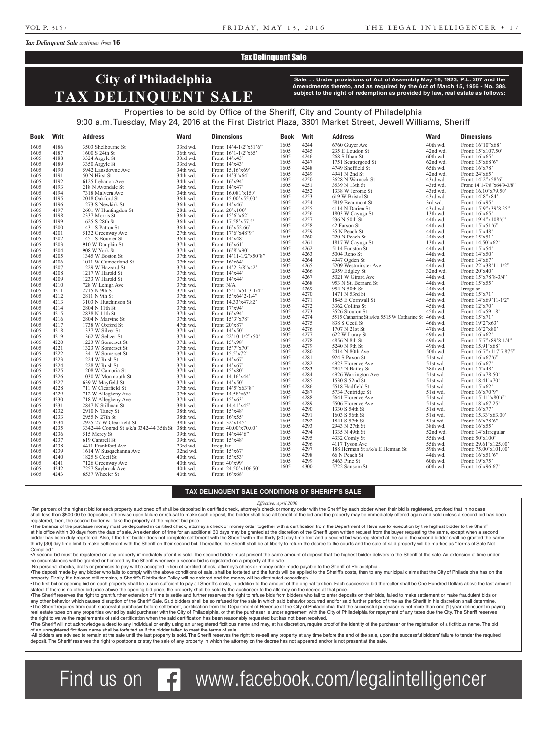*Tax Delinquent Sale continues from* **16**

## Tax Delinquent Sale

# City of Philadelphia TAX DELINQUENT SALE

**Sale. . . Under provisions of Act of Assembly May 16, 1923, P.L. 207 and the Amendments thereto, and as required by the Act of March 15, 1956 - No. 388, subject to the right of redemption as provided by law, real estate as follows:**

Properties to be sold by Office of the Sheriff, City and County of Philadelphia
9:00 a.m. Tuesday, May 24, 2016 at the First District Plaza, 3801 Market Street, Jewell Williams, Sheriff

| Book | Writ | Address | Ward | Dimensions |
|---|---|---|---|---|
| 1605 | 4186 | 3503 Shelbourne St | 33rd wd. | Front: 14'4-1/2"x51'6" |
| 1605 | 4187 | 1600 S 24th St | 36th wd. | Front: 16'1-1/2"x65' |
| 1605 | 4188 | 3324 Argyle St | 33rd wd. | Front: 14'x43' |
| 1605 | 4189 | 3350 Argyle St | 33rd wd. | Front: 14'x43' |
| 1605 | 4190 | 5942 Lansdowne Ave | 34th wd. | Front: 15.16'x69' |
| 1605 | 4191 | 50 N Hirst St | 34th wd. | Front: 14'3"x64' |
| 1605 | 4192 | 6125 Lebanon Ave | 34th wd. | Front: 16'x94' |
| 1605 | 4193 | 218 N Avondale St | 34th wd. | Front: 14'x47' |
| 1605 | 4194 | 7318 Malvern Ave | 34th wd. | Front: 16.081'x150' |
| 1605 | 4195 | 2018 Oakford St | 36th wd. | Front: 15.00'x55.00' |
| 1605 | 4196 | 1273 S Newkirk St | 36th wd. | Front: 14'x46' |
| 1605 | 4197 | 2601 W Huntingdon St | 28th wd. | Front: 20'x100' |
| 1605 | 4198 | 2337 Morris St | 36th wd. | Front: 15'6"x62' |
| 1605 | 4199 | 1625 S 28th St | 36th wd. | Front: 17.58'x57.5' |
| 1605 | 4200 | 1431 S Patton St | 36th wd. | Front: 16'x52.66' |
| 1605 | 4201 | 5132 Greenway Ave | 27th wd. | Front: 17'6"x48'9" |
| 1605 | 4202 | 1451 S Bouvier St | 36th wd. | Front: 14'x48' |
| 1605 | 4203 | 910 W Dauphin St | 37th wd. | Front: 16'x61' |
| 1605 | 4204 | 908 W York St | 37th wd. | Front: 16'8"x90' |
| 1605 | 4205 | 1345 W Boston St | 37th wd. | Front: 14'11-1/2"x50'8" |
| 1605 | 4206 | 1011 W Cumberland St | 37th wd. | Front: 16'x64' |
| 1605 | 4207 | 1229 W Hazzard St | 37th wd. | Front: 14'2-3/8"x42' |
| 1605 | 4208 | 1217 W Harold St | 37th wd. | Front: 14'x44' |
| 1605 | 4209 | 1233 W Harold St | 37th wd. | Front: 14'x44' |
| 1605 | 4210 | 728 W Lehigh Ave | 37th wd. | Front: N/A |
| 1605 | 4211 | 2715 N 9th St | 37th wd. | Front: 15'1"x51'3-1/4" |
| 1605 | 4212 | 2811 N 9th St | 37th wd. | Front: 15'x64'2-1/4" |
| 1605 | 4213 | 3103 N Hutchinson St | 37th wd. | Front: 14.33'x47.82' |
| 1605 | 4214 | 2804 N 11th St | 37th wd. | Front: 17'x94' |
| 1605 | 4215 | 2838 N 11th St | 37th wd. | Front: 16'x94' |
| 1605 | 4216 | 2804 N Marvine St | 37th wd. | Front: 15'3"x78' |
| 1605 | 4217 | 1738 W Oxford St | 47th wd. | Front: 20'x87' |
| 1605 | 4218 | 1337 W Silver St | 37th wd. | Front: 14'x50' |
| 1605 | 4219 | 1362 W Seltzer St | 37th wd. | Front: 22'10-1/2"x50' |
| 1605 | 4220 | 1223 W Somerset St | 37th wd. | Front: 15'x98' |
| 1605 | 4221 | 1323 W Somerset St | 37th wd. | Front: 15'7"x70' |
| 1605 | 4222 | 1341 W Somerset St | 37th wd. | Front: 15.5'x72' |
| 1605 | 4223 | 1224 W Rush St | 37th wd. | Front: 14'x67' |
| 1605 | 4224 | 1228 W Rush St | 37th wd. | Front: 14'x67' |
| 1605 | 4225 | 1208 W Cambria St | 37th wd. | Front: 15'x80' |
| 1605 | 4226 | 1030 W Monmouth St | 37th wd. | Front: 14.16'x44' |
| 1605 | 4227 | 639 W Mayfield St | 37th wd. | Front: 14'x50' |
| 1605 | 4228 | 711 W Clearfield St | 37th wd. | Front: 14'5"x63'8" |
| 1605 | 4229 | 712 W Allegheny Ave | 37th wd. | Front: 14.58'x63' |
| 1605 | 4230 | 718 W Allegheny Ave | 37th wd. | Front: 15'x63' |
| 1605 | 4231 | 2847 N Stillman St | 38th wd. | Front: 14.41'x45' |
| 1605 | 4232 | 2910 N Taney St | 38th wd. | Front: 15'x48' |
| 1605 | 4233 | 2955 N 27th St | 38th wd. | Front: 16'x55' |
| 1605 | 4234 | 2925-27 W Clearfield St | 38th wd. | Front: 32'x145' |
| 1605 | 4235 | 3342-44 Conrad St a/k/a 3342-44 35th St | 38th wd. | Front: 40.00'x70.00' |
| 1605 | 4236 | 515 Mercy St | 39th wd. | Front: 14'x44'6" |
| 1605 | 4237 | 619 Cantrell St | 39th wd. | Front: 15'x48' |
| 1605 | 4238 | 4411 Frankford Ave | 23rd wd. | Irregular |
| 1605 | 4239 | 1614 W Susquehanna Ave | 32nd wd. | Front: 15'x67' |
| 1605 | 4240 | 1825 S Cecil St | 40th wd. | Front: 15'x53' |
| 1605 | 4241 | 7126 Greenway Ave | 40th wd. | Front: 40'x99' |
| 1605 | 4242 | 7257 Saybrook Ave | 40th wd. | Front: 24.50'x106.50' |
| 1605 | 4243 | 6537 Wheeler St | 40th wd. | Front: 16'x68' |
| 1605 | 4244 | 6760 Guyer Ave | 40th wd. | Front: 16'10"x68' |
| 1605 | 4245 | 235 E Loudon St | 42nd wd. | Front: 15'x107.50' |
| 1605 | 4246 | 268 S Ithan St | 60th wd. | Front: 16'x65' |
| 1605 | 4247 | 1751 Scattergood St | 62nd wd. | Front: 15'x68'6" |
| 1605 | 4248 | 4749 Sheffield St | 65th wd. | Front: 16'x78' |
| 1605 | 4249 | 4941 N 2nd St | 42nd wd. | Front: 24'x65' |
| 1605 | 4250 | 3628 N Warnock St | 43rd wd. | Front: 14'2"x58'6" |
| 1605 | 4251 | 3539 N 13th St | 43rd wd. | Front: 14'1-7/8"x64'9-3/8" |
| 1605 | 4252 | 1338 W Jerome St | 43rd wd. | Front: 16.10'x79.50' |
| 1605 | 4253 | 619 W Bristol St | 43rd wd. | Front: 14'8"x84' |
| 1605 | 4254 | 5819 Beaumont St | 3rd wd. | Front: 16'x95' |
| 1605 | 4255 | 4114 N Darien St | 43rd wd. | Front: 15'9"x39'8.25" |
| 1605 | 4256 | 1803 W Cayuga St | 13th wd. | Front: 16'x65' |
| 1605 | 4257 | 236 N 50th St | 44th wd. | Front: 19'4"x108'6" |
| 1605 | 4258 | 42 Farson St | 44th wd. | Front: 15'x51'6" |
| 1605 | 4259 | 35 N Peach St | 44th wd. | Front: 15'x48' |
| 1605 | 4260 | 220 N Peach St | 44th wd. | Front: 15'x51' |
| 1605 | 4261 | 1817 W Cayuga St | 13th wd. | Front: 14.50'x62' |
| 1605 | 4262 | 5114 Funston St | 44th wd. | Front: 15'x54' |
| 1605 | 4263 | 5004 Reno St | 44th wd. | Front: 14'x50' |
| 1605 | 4264 | 4947 Ogden St | 44th wd. | Front: 14'x67' |
| 1605 | 4265 | 5209 Westminster Ave | 44th wd. | Front: 22'x38'11-1/2" |
| 1605 | 4266 | 2959 Edgley St | 32nd wd. | Front: 20'x40' |
| 1605 | 4267 | 5021 W Girard Ave | 44th wd. | Front: 15'x78'8-3/4" |
| 1605 | 4268 | 953 N St. Bernard St | 44th wd. | Front: 15'x55' |
| 1605 | 4269 | 954 N 50th St | 44th wd. | Irregular |
| 1605 | 4270 | 1471 N 53rd St | 44th wd. | Front: 15'x71' |
| 1605 | 4271 | 1845 E Cornwall St | 45th wd. | Front: 14'x69'11-1/2" |
| 1605 | 4272 | 3362 Collins St | 45th wd. | Front: 12'x70' |
| 1605 | 4273 | 3526 Stouton St | 45th wd. | Front: 14'x59.18' |
| 1605 | 4274 | 5515 Catharine St a/k/a 5515 W Catharine St | 46th wd. | Front: 15'x71' |
| 1605 | 4275 | 838 S Cecil St | 46th wd. | Front: 19'2"x63' |
| 1605 | 4276 | 1707 N 21st St | 47th wd. | Front: 16'2"x80' |
| 1605 | 4277 | 622 W Luray St | 49th wd. | Front: 16'x62' |
| 1605 | 4278 | 4856 N 8th St | 49th wd. | Front: 15'7"x89'8-1/4" |
| 1605 | 4279 | 5240 N 9th St | 49th wd. | Front: 15.91'x68' |
| 1605 | 4280 | 2414 N 80th Ave | 50th wd. | Front: 16'7"x117'7.875" |
| 1605 | 4281 | 924 S Paxon St | 51st wd. | Front: 16'x67'6" |
| 1605 | 4282 | 4923 Florence Ave | 51st wd. | Front: 16'x67' |
| 1605 | 4283 | 2945 N Bailey St | 38th wd. | Front: 15'x48' |
| 1605 | 4284 | 4926 Warrington Ave | 51st wd. | Front: 16'x78.50' |
| 1605 | 4285 | 1530 S 52nd St | 51st wd. | Front: 18.41'x70' |
| 1605 | 4286 | 5518 Hadfield St | 51st wd. | Front: 15'x62' |
| 1605 | 4287 | 5734 Pentridge St | 51st wd. | Front: 16'x70'9" |
| 1605 | 4288 | 5641 Florence Ave | 51st wd. | Front: 15'11"x80'6" |
| 1605 | 4289 | 5506 Florence Ave | 51st wd. | Front: 18'x67.25' |
| 1605 | 4290 | 1330 S 54th St | 51st wd. | Front: 16'x77' |
| 1605 | 4291 | 1603 S 56th St | 51st wd. | Front: 15.33'x63.00' |
| 1605 | 4292 | 1841 S 57th St | 51st wd. | Front: 16'x78'6" |
| 1605 | 4293 | 2943 N 27th St | 38th wd. | Front: 16'x55' |
| 1605 | 4294 | 1335 N 49th St | 52nd wd. | Front: 14'xIrregular |
| 1605 | 4295 | 4332 Comly St | 55th wd. | Front: 50'x100' |
| 1605 | 4296 | 4117 Tyson Ave | 55th wd. | Front: 29.61'x125.00' |
| 1605 | 4297 | 188 Herman St a/k/a E Herman St | 59th wd. | Front: 75.00'x101.00' |
| 1605 | 4298 | 66 N Peach St | 44th wd. | Front: 16'x51'6" |
| 1605 | 4299 | 5463 Pine St | 60th wd. | Front: 19'x75' |
| 1605 | 4300 | 5722 Sansom St | 60th wd. | Front: 16'x96.67' |

### TAX DELINQUENT SALE CONDITIONS OF SHERIFF'S SALE

*Effective: April 2000*

·Ten percent of the highest bid for each property auctioned off shall be deposited in certified check, attorney's check or money order with the Sheriff by each bidder when their bid is registered, provided that in no case shall less than $500.00 be deposited, otherwise upon failure or refusal to make such deposit, the bidder shall lose all benefit of the bid and the property may be immediately offered again and sold unless a second bid has been registered, then, the second bidder will take the property at the highest bid price.

•The balance of the purchase money must be deposited in certified check, attorney's check or money order together with a certification from the Department of Revenue for execution by the highest bidder to the Sheriff at his office within 30 days from the date of sale. An extension of time for an additional 30 days may be granted at the discretion of the Sheriff upon written request from the buyer requesting the same, except when a second bidder has been duly registered. Also, if the first bidder does not complete settlement with the Sheriff within the thirty [30] day time limit and a second bid was registered at the sale, the second bidder shall be granted the same th irty [30] day time limit to make settlement with the Sheriff on their second bid. Thereafter, the Sheriff shall be at liberty to return the decree to the courts and the sale of said property will be marked as "Terms of Sale Not Complied."

•A second bid must be registered on any property immediately after it is sold. The second bidder must present the same amount of deposit that the highest bidder delivers to the Sheriff at the sale. An extension of time under no circumstances will be granted or honored by the Sheriff whenever a second bid is registered on a property at the sale.

·No personal checks, drafts or promises to pay will be accepted in lieu of certified check, attorney's check or money order made payable to the Sheriff of Philadelphia .

•The deposit made by any bidder who fails to comply with the above conditions of sale, shall be forteited and the funds will be applied to the Sheriff's costs, then to any municipal claims that the City of Philadelphia has on the property. Finally, if a balance still remains, a Sheriff's Distribution Policy will be ordered and the money will be distributed accordingly.

•The first bid or opening bid on each property shall be a sum sufficient to pay all Sheriff's costs, in addition to the amount of the original tax lien. Each successive bid thereafter shall be One Hundred Dollars above the last amount stated. If there is no other bid price above the opening bid price, the property shall be sold by the auctioneer to the attorney on the decree at that price.

•The Sheriff reserves the right to grant further extension of time to settle and further reserves the right to refuse bids from bidders who fail to enter deposits on their bids, failed to make settlement or make fraudulent bids or any other behavior which causes disruption of the Sheriff Sale. Said bidders shall be so refused for the sale in which said behavior occurred and for said further period of time as the Sheriff in his discretion shall determine.

•The Sheriff requires from each successful purchaser before settlement, certification from the Department of Revenue of the City of Philadelphia, that the successful purchaser is not more than one [1] year delinquent in paying real estate taxes on any properties owned by said purchaser with the City of Philadelphia, or that the purchaser is under agreement with the City of Philadelphia for repayment of any taxes due the City. The Sheriff reserves the right to waive the requirements of said certification when the said certification has been reasonably requested but has not been received.

•The Sheriff will not acknowledge a deed to any individual or entity using an unregistered fictitious name and may, at his discretion, require proof of the identity of the purchaser or the registration of a fictitious name. The bid of an unregistered fictitious name shall be forfeited as if the bidder failed to meet the terms of sale.

·All bidders are advised to remain at the sale until the last property is sold. The Sheriff reserves the right to re-sell any property at any time before the end of the sale, upon the successful bidders' failure to tender the required deposit. The Sheriff reserves the right to postpone or stay the sale of any property in which the attorney on the decree has not appeared and/or is not present at the sale.

Find us on www.facebook.com/legalintelligencer